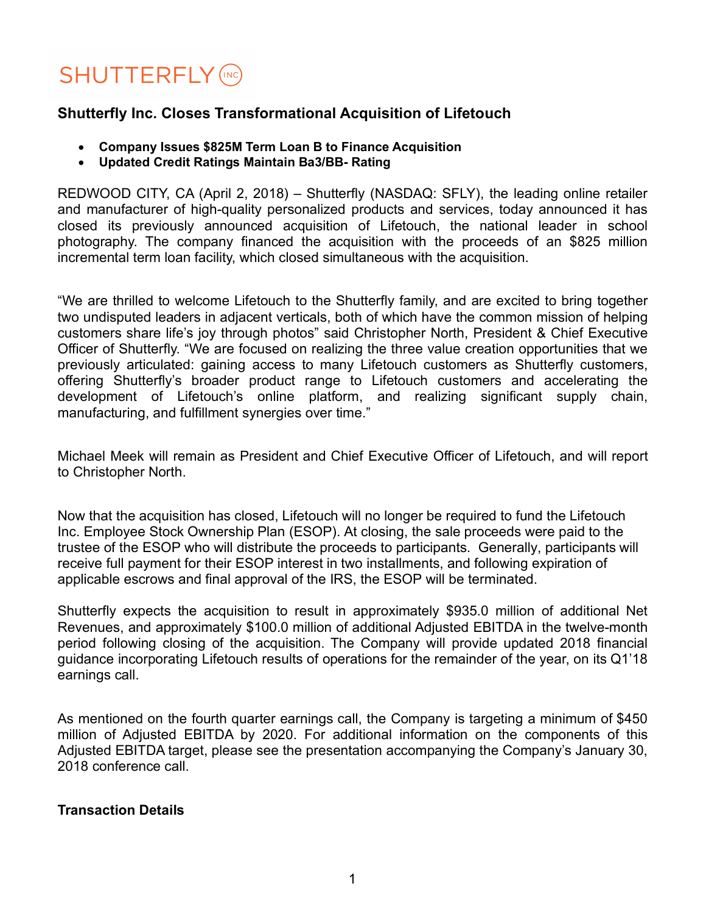SHUTTERFLY INC

# Shutterfly Inc. Closes Transformational Acquisition of Lifetouch

- **Company Issues $825M Term Loan B to Finance Acquisition**
- **Updated Credit Ratings Maintain Ba3/BB- Rating**

REDWOOD CITY, CA (April 2, 2018) – Shutterfly (NASDAQ: SFLY), the leading online retailer and manufacturer of high-quality personalized products and services, today announced it has closed its previously announced acquisition of Lifetouch, the national leader in school photography. The company financed the acquisition with the proceeds of an $825 million incremental term loan facility, which closed simultaneous with the acquisition.

"We are thrilled to welcome Lifetouch to the Shutterfly family, and are excited to bring together two undisputed leaders in adjacent verticals, both of which have the common mission of helping customers share life's joy through photos" said Christopher North, President & Chief Executive Officer of Shutterfly. "We are focused on realizing the three value creation opportunities that we previously articulated: gaining access to many Lifetouch customers as Shutterfly customers, offering Shutterfly's broader product range to Lifetouch customers and accelerating the development of Lifetouch's online platform, and realizing significant supply chain, manufacturing, and fulfillment synergies over time."

Michael Meek will remain as President and Chief Executive Officer of Lifetouch, and will report to Christopher North.

Now that the acquisition has closed, Lifetouch will no longer be required to fund the Lifetouch Inc. Employee Stock Ownership Plan (ESOP). At closing, the sale proceeds were paid to the trustee of the ESOP who will distribute the proceeds to participants. Generally, participants will receive full payment for their ESOP interest in two installments, and following expiration of applicable escrows and final approval of the IRS, the ESOP will be terminated.

Shutterfly expects the acquisition to result in approximately $935.0 million of additional Net Revenues, and approximately $100.0 million of additional Adjusted EBITDA in the twelve-month period following closing of the acquisition. The Company will provide updated 2018 financial guidance incorporating Lifetouch results of operations for the remainder of the year, on its Q1'18 earnings call.

As mentioned on the fourth quarter earnings call, the Company is targeting a minimum of $450 million of Adjusted EBITDA by 2020. For additional information on the components of this Adjusted EBITDA target, please see the presentation accompanying the Company's January 30, 2018 conference call.

## Transaction Details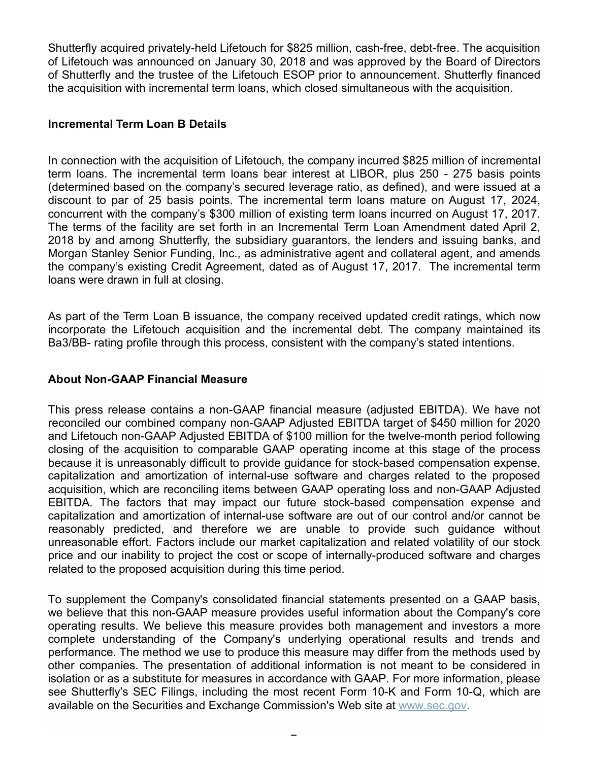Shutterfly acquired privately-held Lifetouch for $825 million, cash-free, debt-free. The acquisition of Lifetouch was announced on January 30, 2018 and was approved by the Board of Directors of Shutterfly and the trustee of the Lifetouch ESOP prior to announcement. Shutterfly financed the acquisition with incremental term loans, which closed simultaneous with the acquisition.

**Incremental Term Loan B Details**

In connection with the acquisition of Lifetouch, the company incurred $825 million of incremental term loans. The incremental term loans bear interest at LIBOR, plus 250 - 275 basis points (determined based on the company's secured leverage ratio, as defined), and were issued at a discount to par of 25 basis points. The incremental term loans mature on August 17, 2024, concurrent with the company's $300 million of existing term loans incurred on August 17, 2017. The terms of the facility are set forth in an Incremental Term Loan Amendment dated April 2, 2018 by and among Shutterfly, the subsidiary guarantors, the lenders and issuing banks, and Morgan Stanley Senior Funding, Inc., as administrative agent and collateral agent, and amends the company's existing Credit Agreement, dated as of August 17, 2017. The incremental term loans were drawn in full at closing.

As part of the Term Loan B issuance, the company received updated credit ratings, which now incorporate the Lifetouch acquisition and the incremental debt. The company maintained its Ba3/BB- rating profile through this process, consistent with the company's stated intentions.

**About Non-GAAP Financial Measure**

This press release contains a non-GAAP financial measure (adjusted EBITDA). We have not reconciled our combined company non-GAAP Adjusted EBITDA target of $450 million for 2020 and Lifetouch non-GAAP Adjusted EBITDA of $100 million for the twelve-month period following closing of the acquisition to comparable GAAP operating income at this stage of the process because it is unreasonably difficult to provide guidance for stock-based compensation expense, capitalization and amortization of internal-use software and charges related to the proposed acquisition, which are reconciling items between GAAP operating loss and non-GAAP Adjusted EBITDA. The factors that may impact our future stock-based compensation expense and capitalization and amortization of internal-use software are out of our control and/or cannot be reasonably predicted, and therefore we are unable to provide such guidance without unreasonable effort. Factors include our market capitalization and related volatility of our stock price and our inability to project the cost or scope of internally-produced software and charges related to the proposed acquisition during this time period.

To supplement the Company's consolidated financial statements presented on a GAAP basis, we believe that this non-GAAP measure provides useful information about the Company's core operating results. We believe this measure provides both management and investors a more complete understanding of the Company's underlying operational results and trends and performance. The method we use to produce this measure may differ from the methods used by other companies. The presentation of additional information is not meant to be considered in isolation or as a substitute for measures in accordance with GAAP. For more information, please see Shutterfly's SEC Filings, including the most recent Form 10-K and Form 10-Q, which are available on the Securities and Exchange Commission's Web site at www.sec.gov.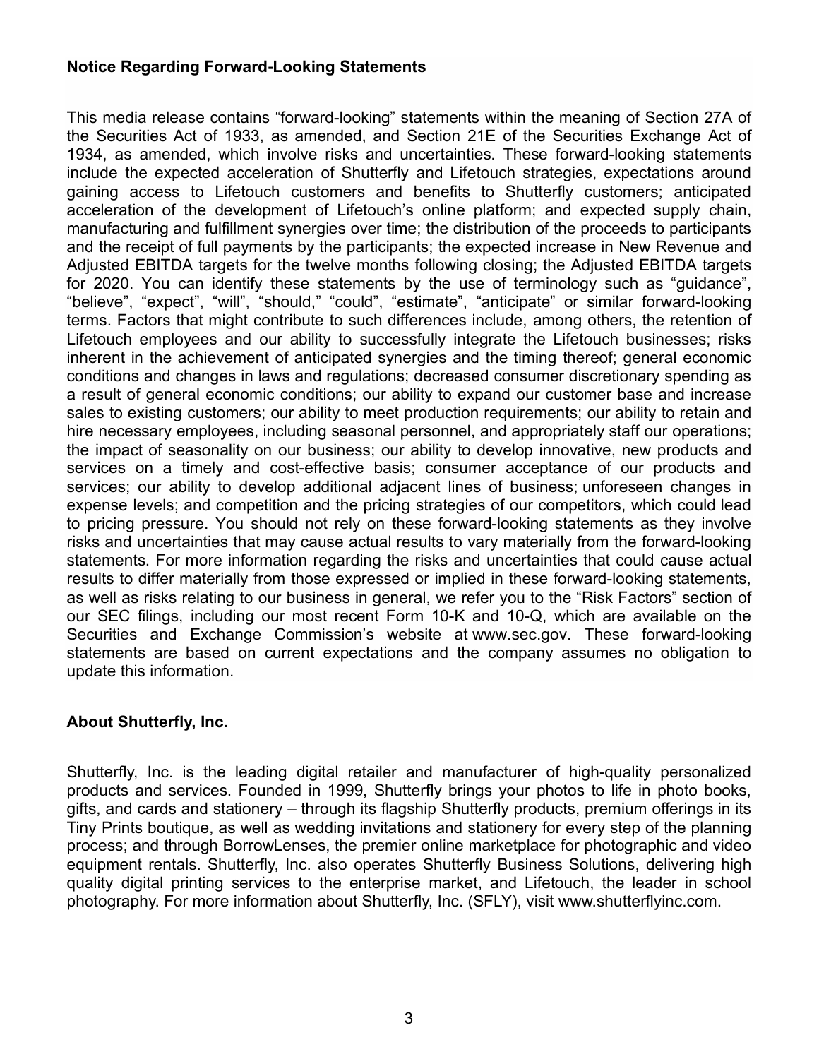## Notice Regarding Forward-Looking Statements

This media release contains "forward-looking" statements within the meaning of Section 27A of the Securities Act of 1933, as amended, and Section 21E of the Securities Exchange Act of 1934, as amended, which involve risks and uncertainties. These forward-looking statements include the expected acceleration of Shutterfly and Lifetouch strategies, expectations around gaining access to Lifetouch customers and benefits to Shutterfly customers; anticipated acceleration of the development of Lifetouch's online platform; and expected supply chain, manufacturing and fulfillment synergies over time; the distribution of the proceeds to participants and the receipt of full payments by the participants; the expected increase in New Revenue and Adjusted EBITDA targets for the twelve months following closing; the Adjusted EBITDA targets for 2020. You can identify these statements by the use of terminology such as "guidance", "believe", "expect", "will", "should," "could", "estimate", "anticipate" or similar forward-looking terms. Factors that might contribute to such differences include, among others, the retention of Lifetouch employees and our ability to successfully integrate the Lifetouch businesses; risks inherent in the achievement of anticipated synergies and the timing thereof; general economic conditions and changes in laws and regulations; decreased consumer discretionary spending as a result of general economic conditions; our ability to expand our customer base and increase sales to existing customers; our ability to meet production requirements; our ability to retain and hire necessary employees, including seasonal personnel, and appropriately staff our operations; the impact of seasonality on our business; our ability to develop innovative, new products and services on a timely and cost-effective basis; consumer acceptance of our products and services; our ability to develop additional adjacent lines of business; unforeseen changes in expense levels; and competition and the pricing strategies of our competitors, which could lead to pricing pressure. You should not rely on these forward-looking statements as they involve risks and uncertainties that may cause actual results to vary materially from the forward-looking statements. For more information regarding the risks and uncertainties that could cause actual results to differ materially from those expressed or implied in these forward-looking statements, as well as risks relating to our business in general, we refer you to the "Risk Factors" section of our SEC filings, including our most recent Form 10-K and 10-Q, which are available on the Securities and Exchange Commission's website at www.sec.gov. These forward-looking statements are based on current expectations and the company assumes no obligation to update this information.

## About Shutterfly, Inc.

Shutterfly, Inc. is the leading digital retailer and manufacturer of high-quality personalized products and services. Founded in 1999, Shutterfly brings your photos to life in photo books, gifts, and cards and stationery – through its flagship Shutterfly products, premium offerings in its Tiny Prints boutique, as well as wedding invitations and stationery for every step of the planning process; and through BorrowLenses, the premier online marketplace for photographic and video equipment rentals. Shutterfly, Inc. also operates Shutterfly Business Solutions, delivering high quality digital printing services to the enterprise market, and Lifetouch, the leader in school photography. For more information about Shutterfly, Inc. (SFLY), visit www.shutterflyinc.com.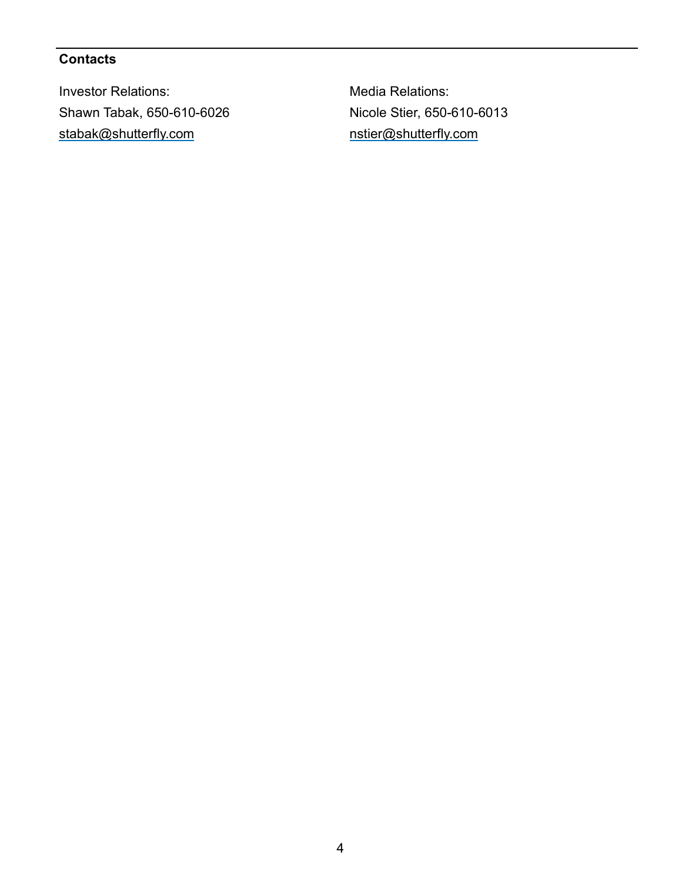**Contacts**

Investor Relations:
Shawn Tabak, 650-610-6026
stabak@shutterfly.com

Media Relations:
Nicole Stier, 650-610-6013
nstier@shutterfly.com